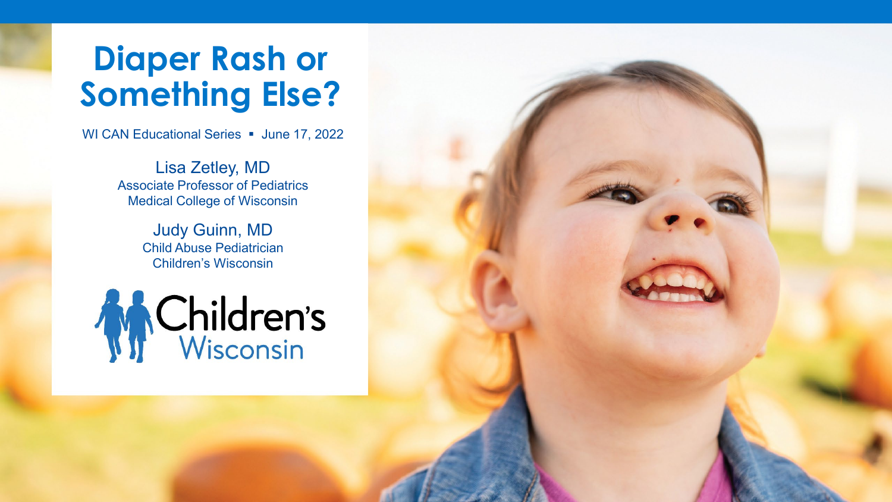# Diaper Rash or Something Else?

WI CAN Educational Series ▪ June 17, 2022

Lisa Zetley, MD
Associate Professor of Pediatrics
Medical College of Wisconsin

Judy Guinn, MD
Child Abuse Pediatrician
Children's Wisconsin

Children's Wisconsin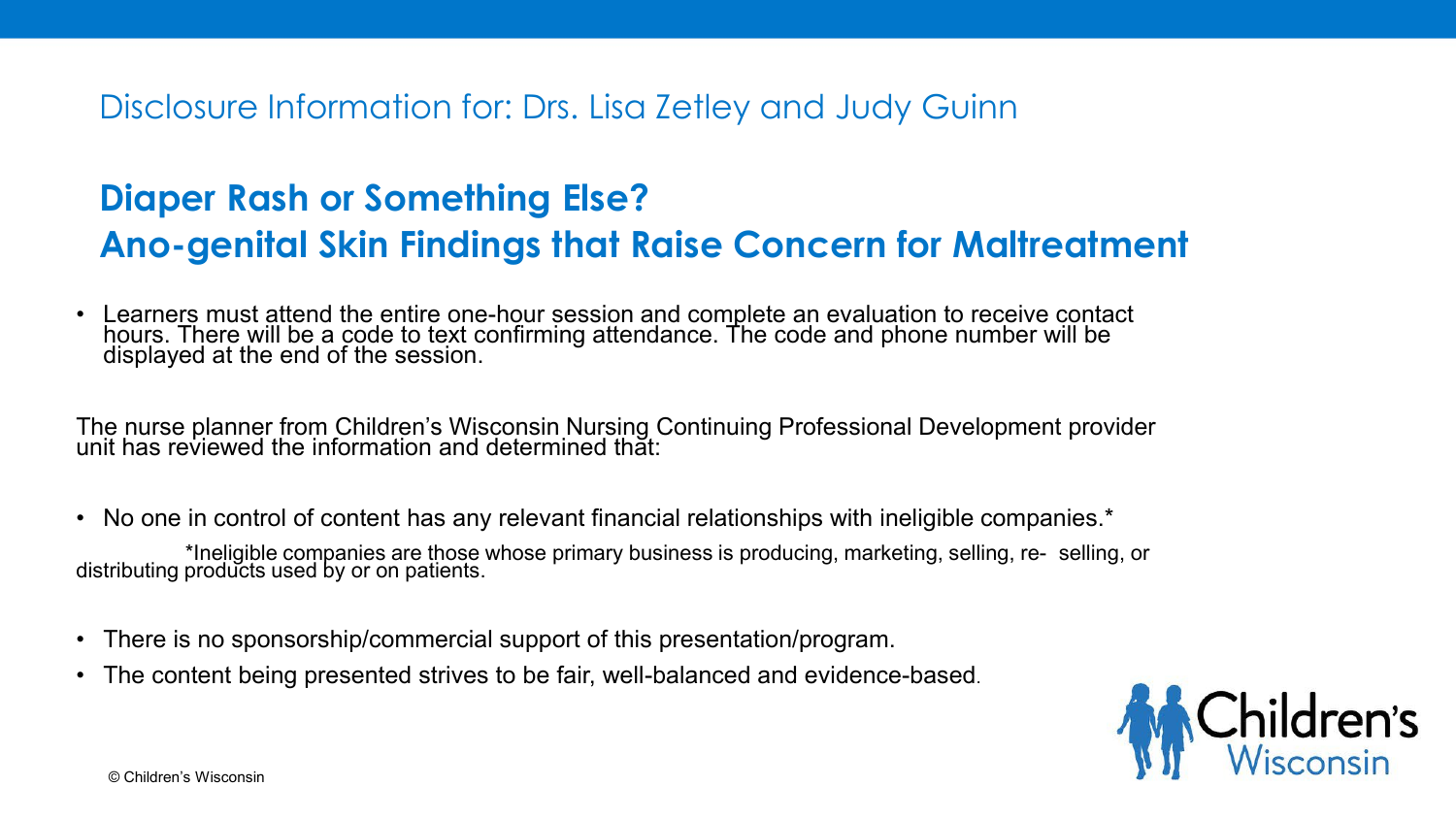Disclosure Information for: Drs. Lisa Zetley and Judy Guinn

## Diaper Rash or Something Else?
## Ano-genital Skin Findings that Raise Concern for Maltreatment

- Learners must attend the entire one-hour session and complete an evaluation to receive contact hours. There will be a code to text confirming attendance. The code and phone number will be displayed at the end of the session.

The nurse planner from Children's Wisconsin Nursing Continuing Professional Development provider unit has reviewed the information and determined that:

- No one in control of content has any relevant financial relationships with ineligible companies.*

*Ineligible companies are those whose primary business is producing, marketing, selling, re- selling, or distributing products used by or on patients.

- There is no sponsorship/commercial support of this presentation/program.
- The content being presented strives to be fair, well-balanced and evidence-based.

© Children's Wisconsin

Children's Wisconsin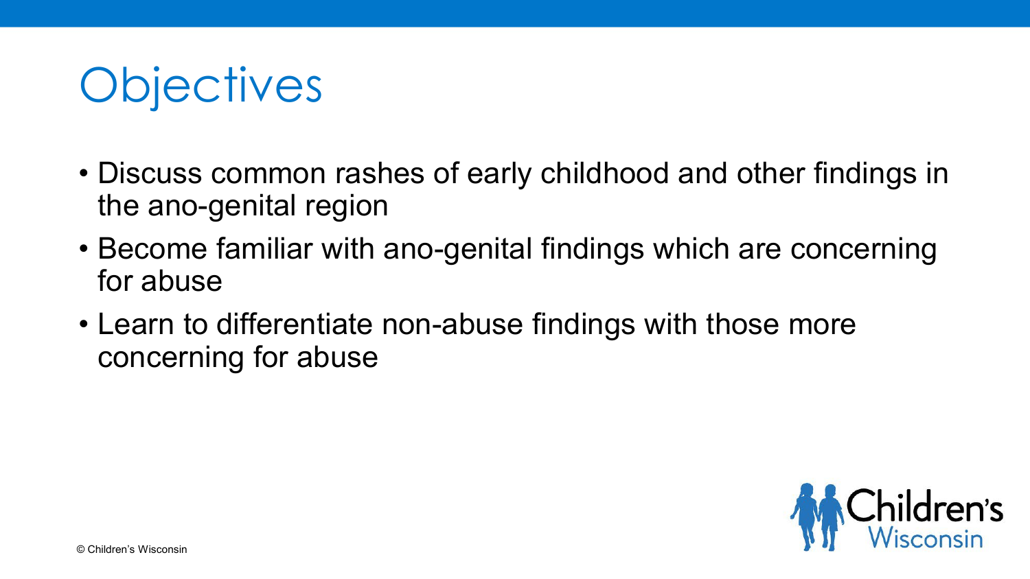# Objectives

- Discuss common rashes of early childhood and other findings in the ano-genital region
- Become familiar with ano-genital findings which are concerning for abuse
- Learn to differentiate non-abuse findings with those more concerning for abuse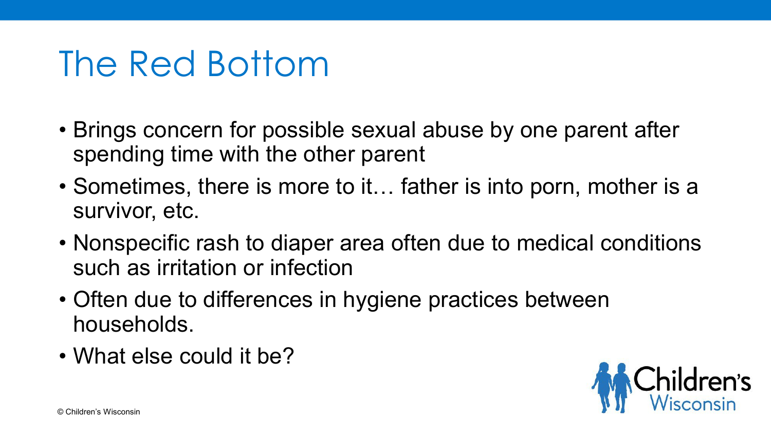# The Red Bottom

- Brings concern for possible sexual abuse by one parent after spending time with the other parent
- Sometimes, there is more to it… father is into porn, mother is a survivor, etc.
- Nonspecific rash to diaper area often due to medical conditions such as irritation or infection
- Often due to differences in hygiene practices between households.
- What else could it be?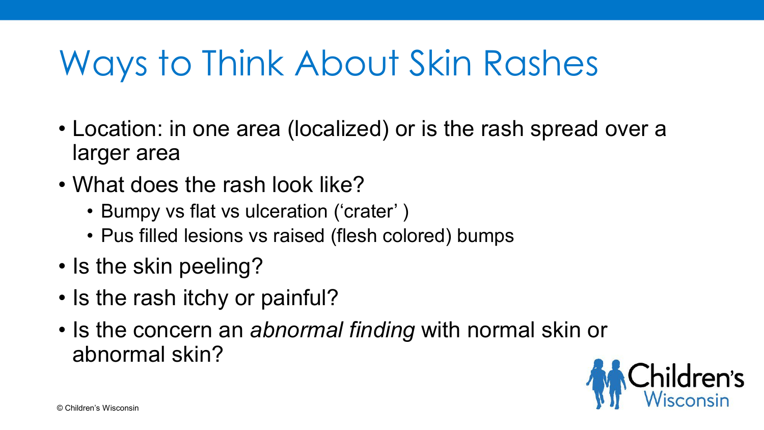# Ways to Think About Skin Rashes

- Location: in one area (localized) or is the rash spread over a larger area
- What does the rash look like?
  - Bumpy vs flat vs ulceration ('crater' )
  - Pus filled lesions vs raised (flesh colored) bumps
- Is the skin peeling?
- Is the rash itchy or painful?
- Is the concern an *abnormal finding* with normal skin or abnormal skin?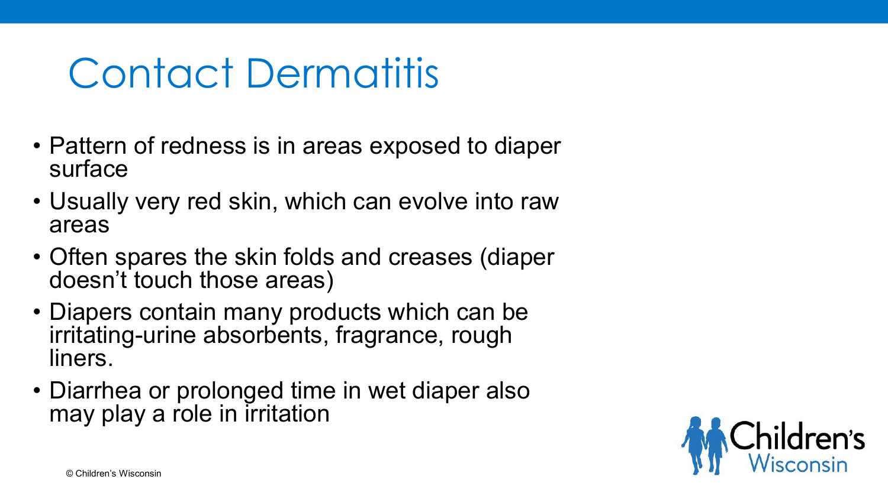# Contact Dermatitis

- Pattern of redness is in areas exposed to diaper surface
- Usually very red skin, which can evolve into raw areas
- Often spares the skin folds and creases (diaper doesn't touch those areas)
- Diapers contain many products which can be irritating-urine absorbents, fragrance, rough liners.
- Diarrhea or prolonged time in wet diaper also may play a role in irritation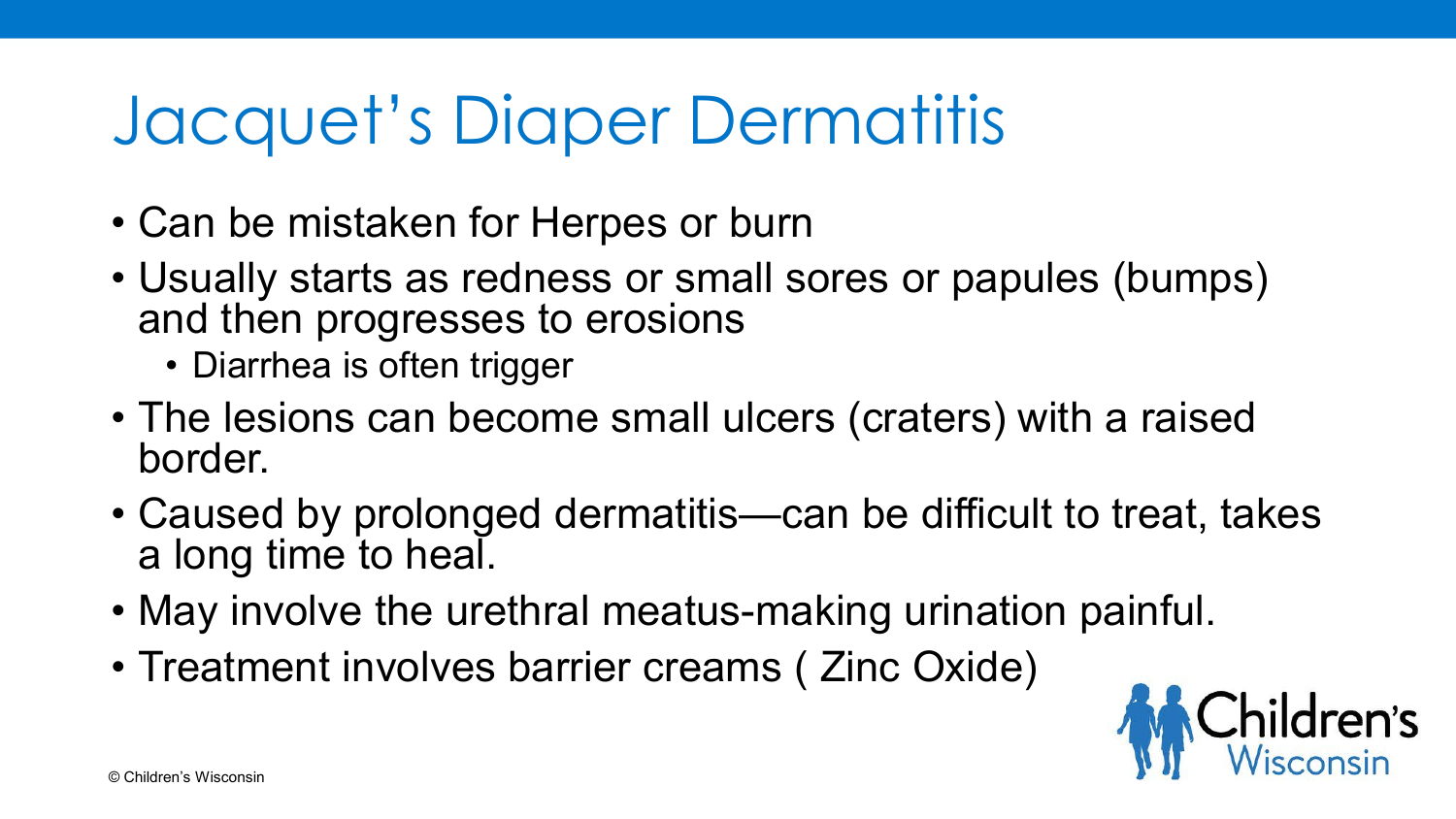# Jacquet's Diaper Dermatitis

- Can be mistaken for Herpes or burn
- Usually starts as redness or small sores or papules (bumps) and then progresses to erosions
  - Diarrhea is often trigger
- The lesions can become small ulcers (craters) with a raised border.
- Caused by prolonged dermatitis—can be difficult to treat, takes a long time to heal.
- May involve the urethral meatus-making urination painful.
- Treatment involves barrier creams ( Zinc Oxide)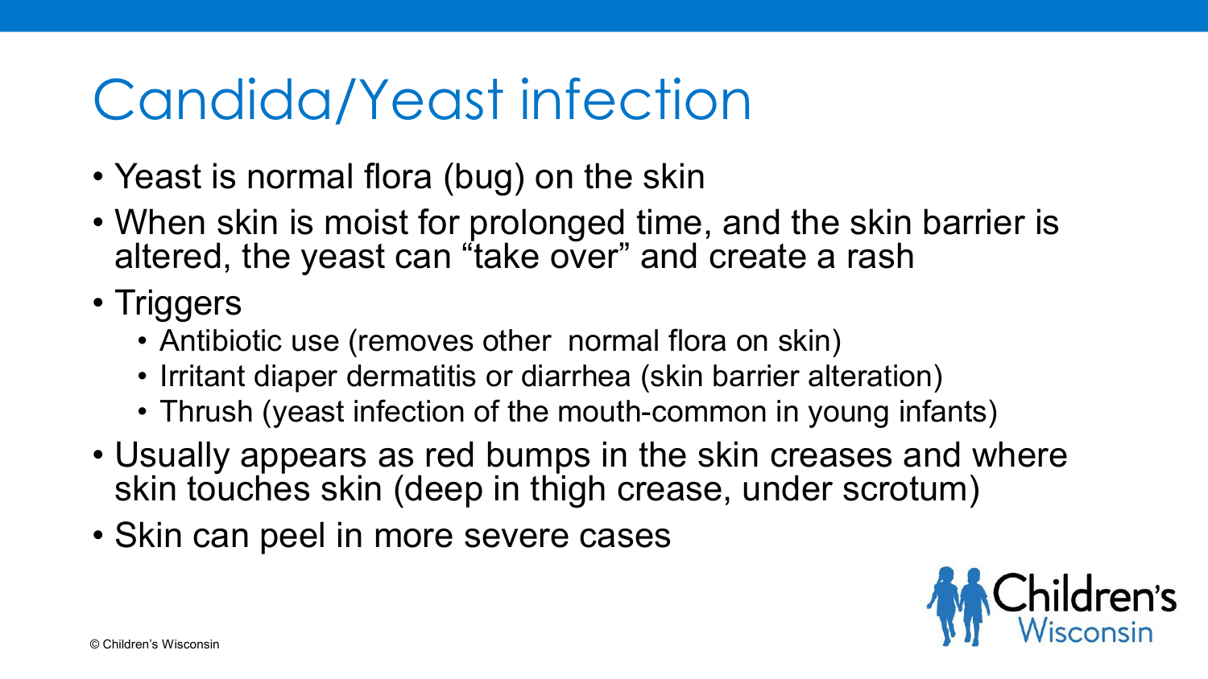# Candida/Yeast infection

- Yeast is normal flora (bug) on the skin
- When skin is moist for prolonged time, and the skin barrier is altered, the yeast can "take over" and create a rash
- Triggers
  - Antibiotic use (removes other normal flora on skin)
  - Irritant diaper dermatitis or diarrhea (skin barrier alteration)
  - Thrush (yeast infection of the mouth-common in young infants)
- Usually appears as red bumps in the skin creases and where skin touches skin (deep in thigh crease, under scrotum)
- Skin can peel in more severe cases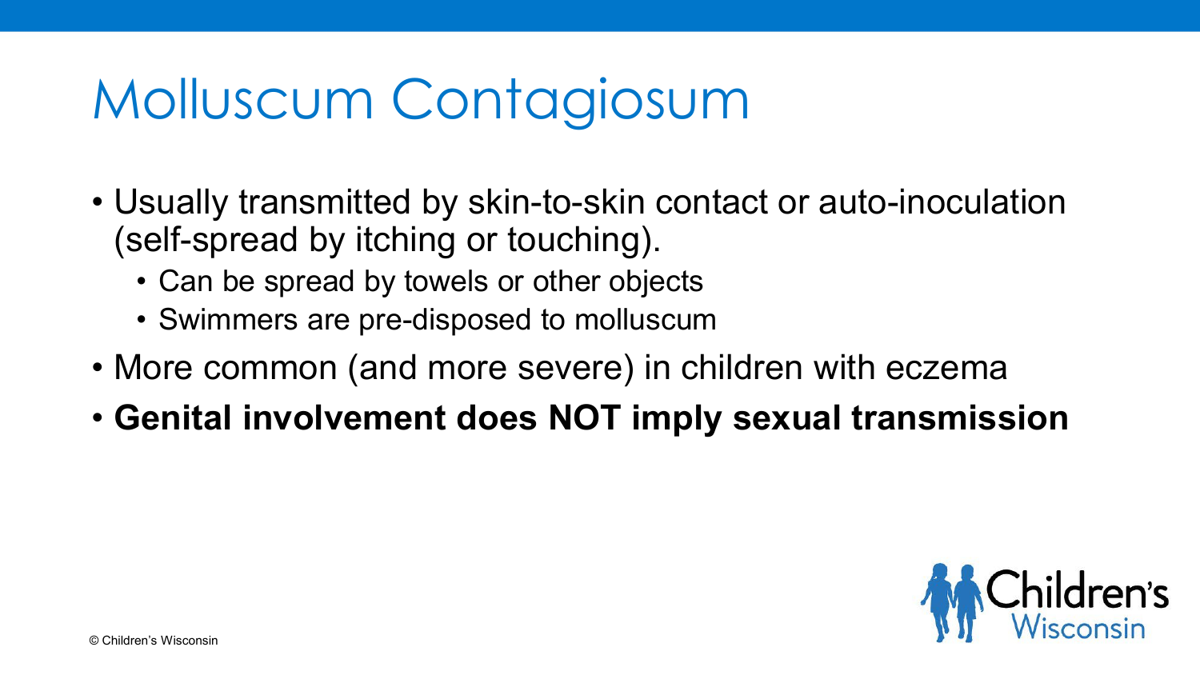# Molluscum Contagiosum

- Usually transmitted by skin-to-skin contact or auto-inoculation (self-spread by itching or touching).
  - Can be spread by towels or other objects
  - Swimmers are pre-disposed to molluscum
- More common (and more severe) in children with eczema
- **Genital involvement does NOT imply sexual transmission**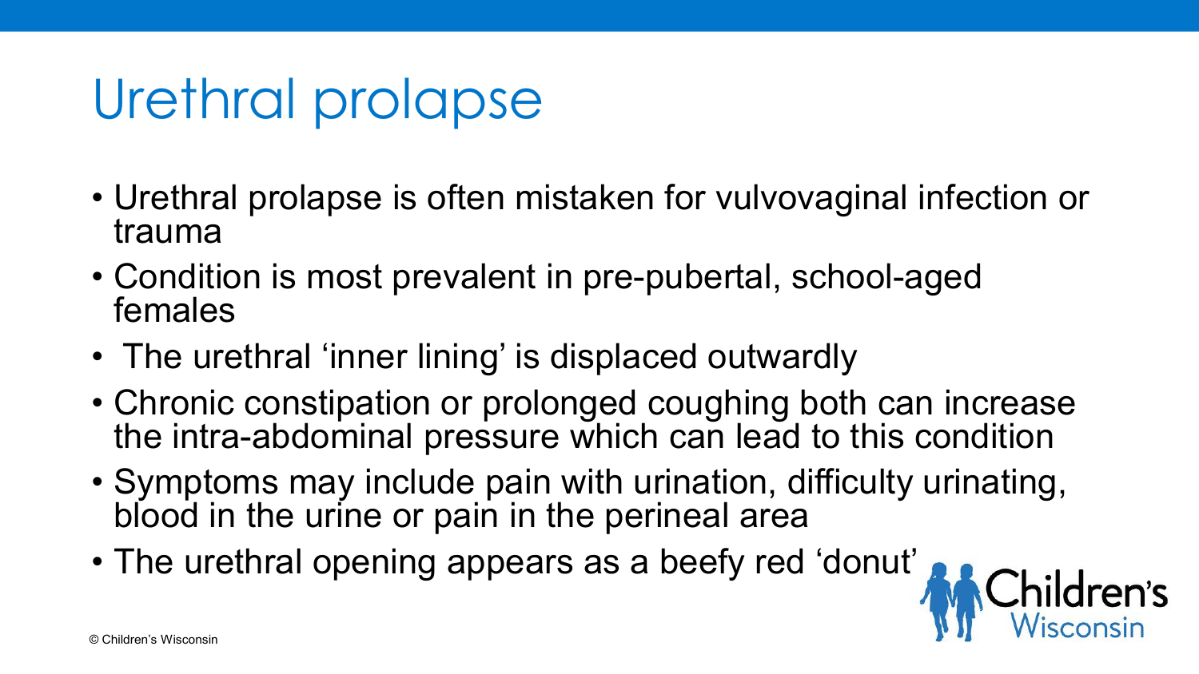# Urethral prolapse

- Urethral prolapse is often mistaken for vulvovaginal infection or trauma
- Condition is most prevalent in pre-pubertal, school-aged females
- The urethral 'inner lining' is displaced outwardly
- Chronic constipation or prolonged coughing both can increase the intra-abdominal pressure which can lead to this condition
- Symptoms may include pain with urination, difficulty urinating, blood in the urine or pain in the perineal area
- The urethral opening appears as a beefy red 'donut'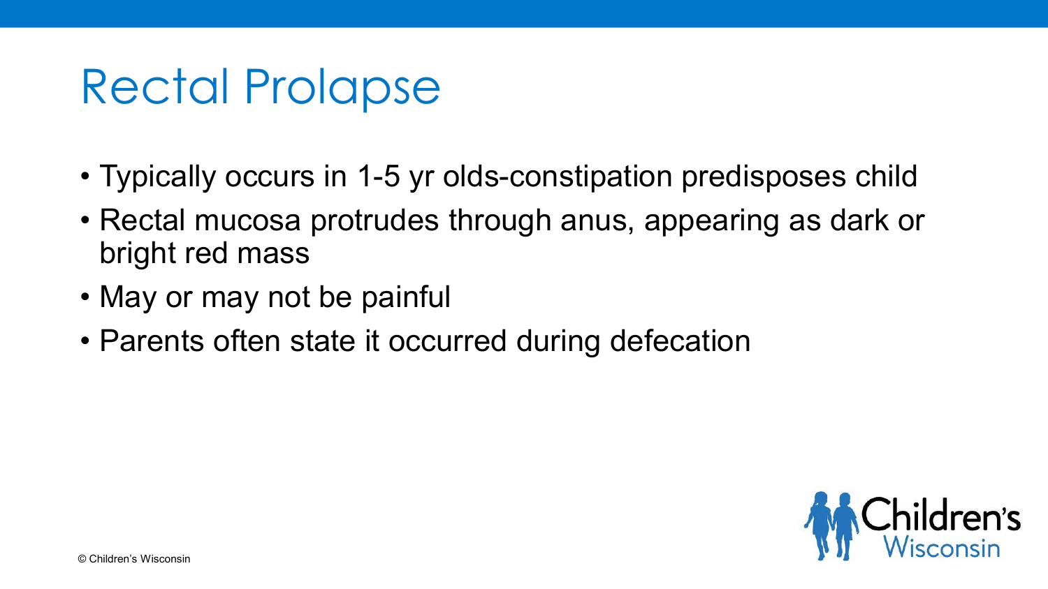# Rectal Prolapse

- Typically occurs in 1-5 yr olds-constipation predisposes child
- Rectal mucosa protrudes through anus, appearing as dark or bright red mass
- May or may not be painful
- Parents often state it occurred during defecation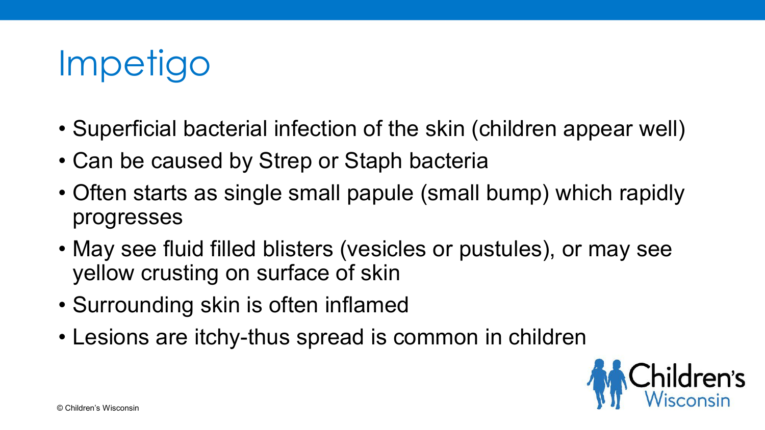# Impetigo

- Superficial bacterial infection of the skin (children appear well)
- Can be caused by Strep or Staph bacteria
- Often starts as single small papule (small bump) which rapidly progresses
- May see fluid filled blisters (vesicles or pustules), or may see yellow crusting on surface of skin
- Surrounding skin is often inflamed
- Lesions are itchy-thus spread is common in children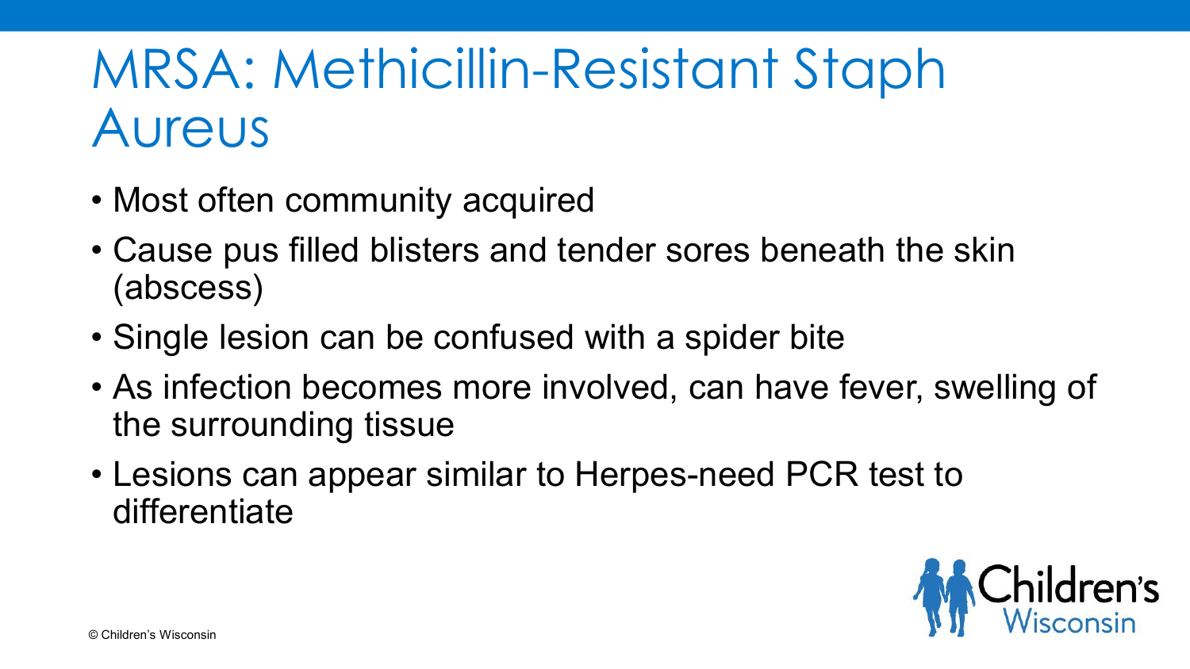# MRSA: Methicillin-Resistant Staph Aureus

- Most often community acquired
- Cause pus filled blisters and tender sores beneath the skin (abscess)
- Single lesion can be confused with a spider bite
- As infection becomes more involved, can have fever, swelling of the surrounding tissue
- Lesions can appear similar to Herpes-need PCR test to differentiate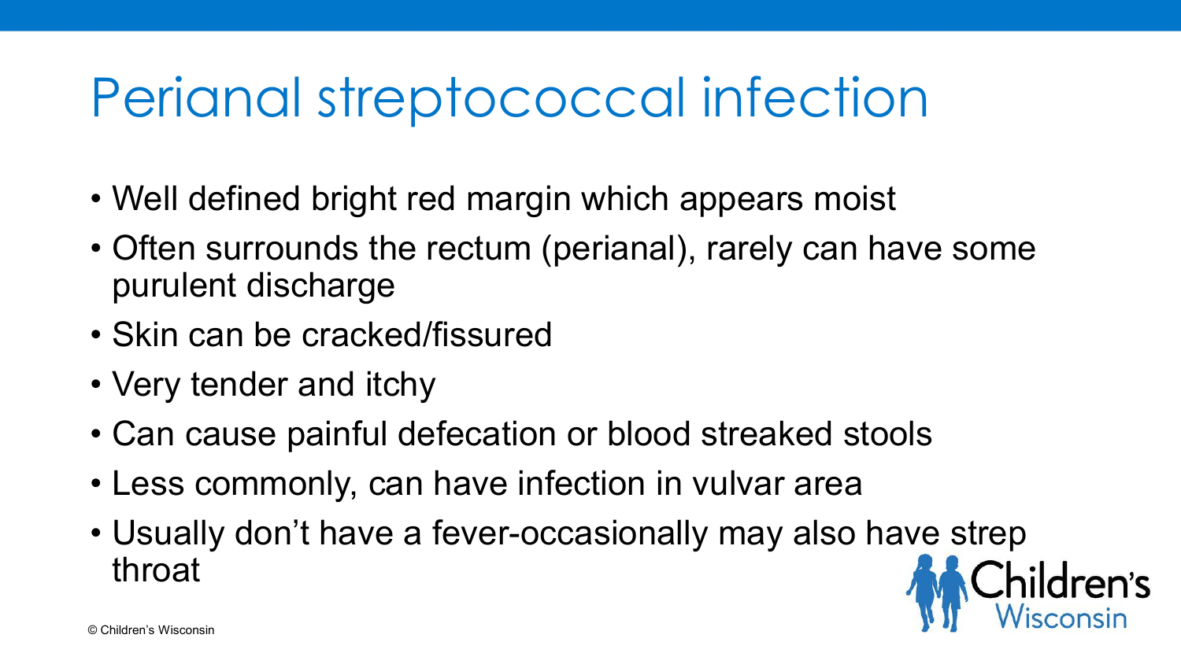# Perianal streptococcal infection

- Well defined bright red margin which appears moist
- Often surrounds the rectum (perianal), rarely can have some purulent discharge
- Skin can be cracked/fissured
- Very tender and itchy
- Can cause painful defecation or blood streaked stools
- Less commonly, can have infection in vulvar area
- Usually don't have a fever-occasionally may also have strep throat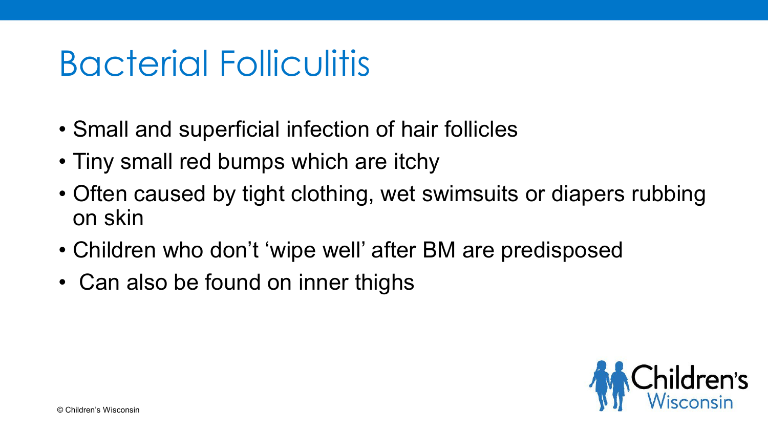# Bacterial Folliculitis

- Small and superficial infection of hair follicles
- Tiny small red bumps which are itchy
- Often caused by tight clothing, wet swimsuits or diapers rubbing on skin
- Children who don't 'wipe well' after BM are predisposed
- Can also be found on inner thighs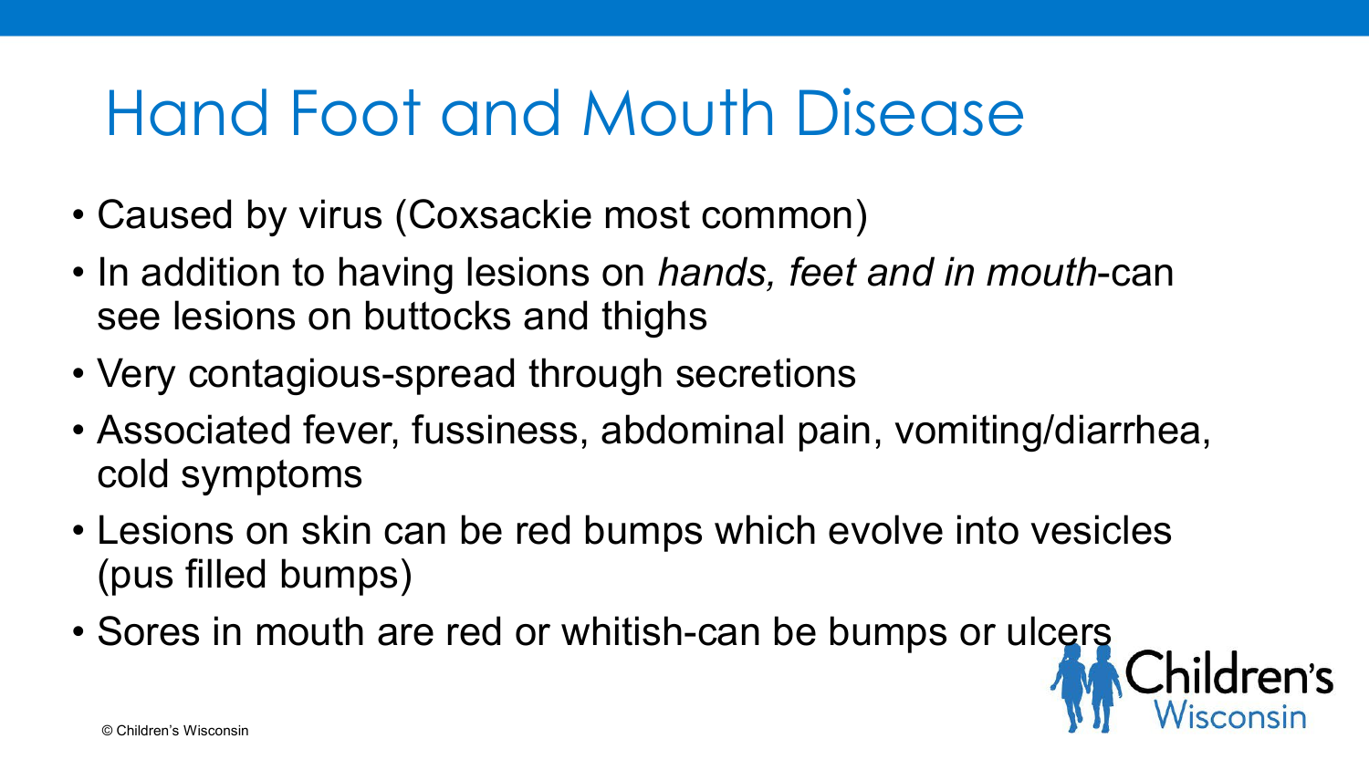# Hand Foot and Mouth Disease

- Caused by virus (Coxsackie most common)
- In addition to having lesions on *hands, feet and in mouth*-can see lesions on buttocks and thighs
- Very contagious-spread through secretions
- Associated fever, fussiness, abdominal pain, vomiting/diarrhea, cold symptoms
- Lesions on skin can be red bumps which evolve into vesicles (pus filled bumps)
- Sores in mouth are red or whitish-can be bumps or ulcers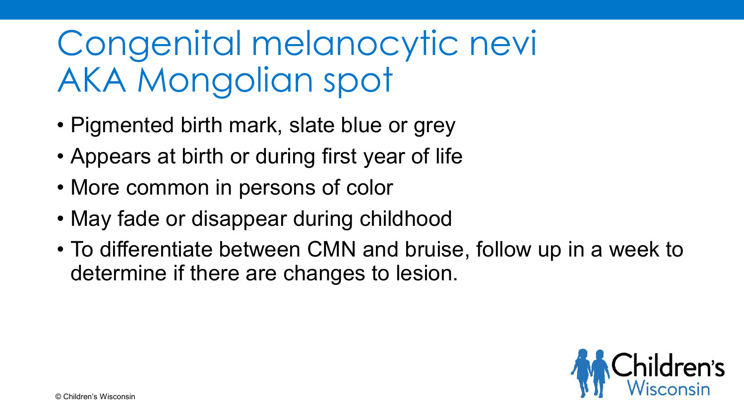# Congenital melanocytic nevi AKA Mongolian spot

- Pigmented birth mark, slate blue or grey
- Appears at birth or during first year of life
- More common in persons of color
- May fade or disappear during childhood
- To differentiate between CMN and bruise, follow up in a week to determine if there are changes to lesion.

© Children's Wisconsin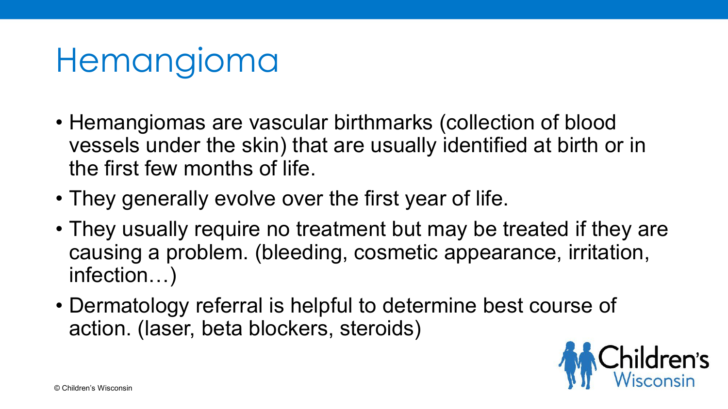# Hemangioma

- Hemangiomas are vascular birthmarks (collection of blood vessels under the skin) that are usually identified at birth or in the first few months of life.
- They generally evolve over the first year of life.
- They usually require no treatment but may be treated if they are causing a problem. (bleeding, cosmetic appearance, irritation, infection…)
- Dermatology referral is helpful to determine best course of action. (laser, beta blockers, steroids)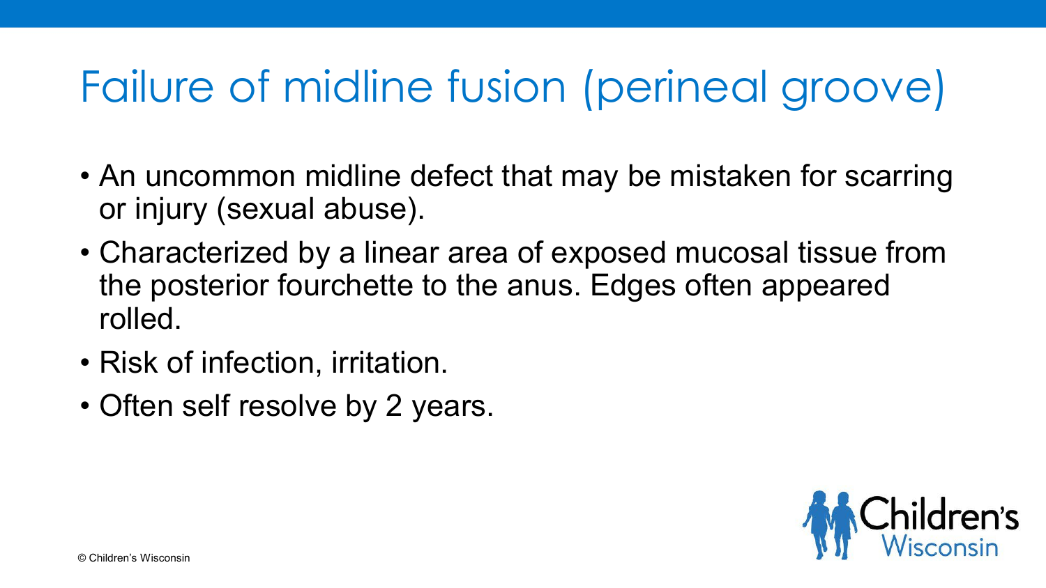# Failure of midline fusion (perineal groove)

- An uncommon midline defect that may be mistaken for scarring or injury (sexual abuse).
- Characterized by a linear area of exposed mucosal tissue from the posterior fourchette to the anus. Edges often appeared rolled.
- Risk of infection, irritation.
- Often self resolve by 2 years.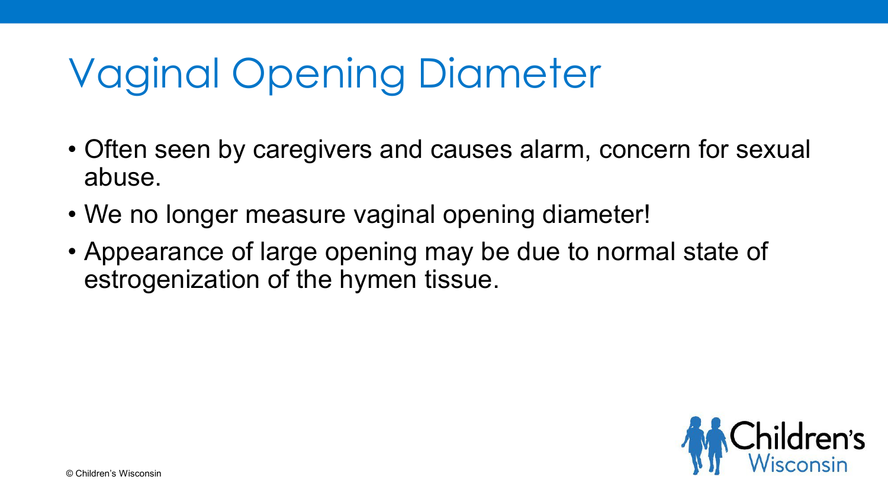# Vaginal Opening Diameter

- Often seen by caregivers and causes alarm, concern for sexual abuse.
- We no longer measure vaginal opening diameter!
- Appearance of large opening may be due to normal state of estrogenization of the hymen tissue.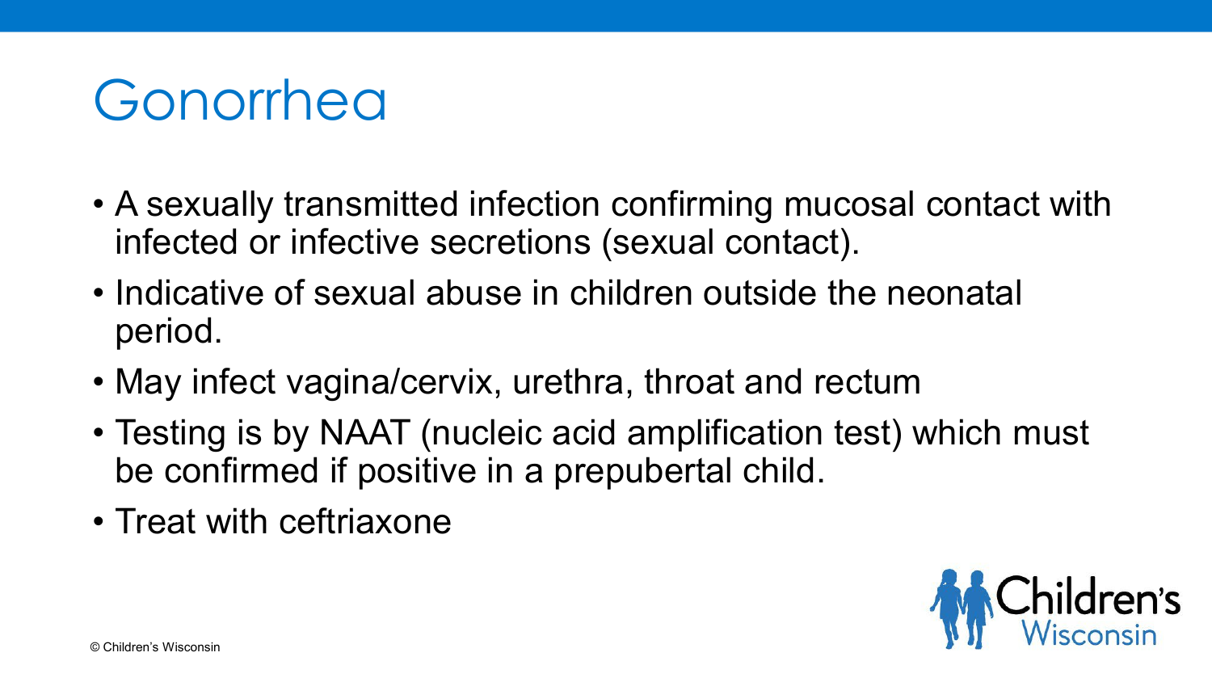# Gonorrhea

- A sexually transmitted infection confirming mucosal contact with infected or infective secretions (sexual contact).
- Indicative of sexual abuse in children outside the neonatal period.
- May infect vagina/cervix, urethra, throat and rectum
- Testing is by NAAT (nucleic acid amplification test) which must be confirmed if positive in a prepubertal child.
- Treat with ceftriaxone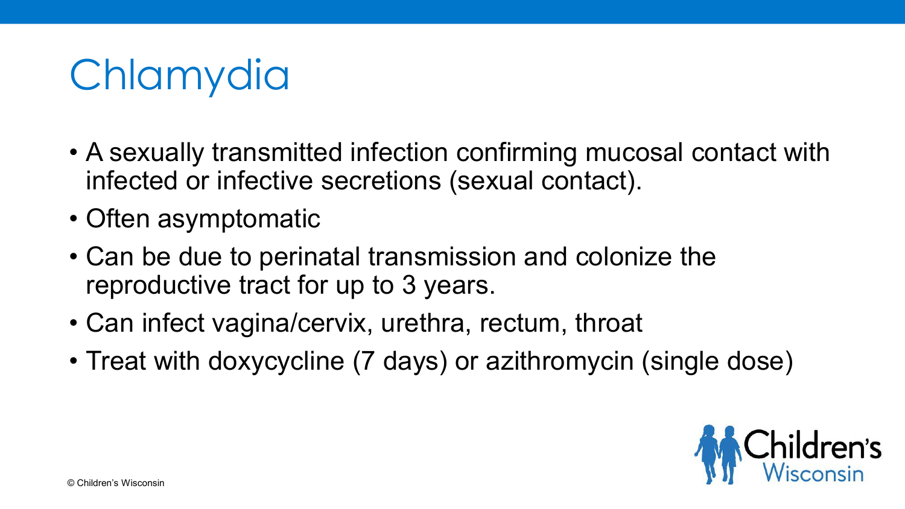# Chlamydia

- A sexually transmitted infection confirming mucosal contact with infected or infective secretions (sexual contact).
- Often asymptomatic
- Can be due to perinatal transmission and colonize the reproductive tract for up to 3 years.
- Can infect vagina/cervix, urethra, rectum, throat
- Treat with doxycycline (7 days) or azithromycin (single dose)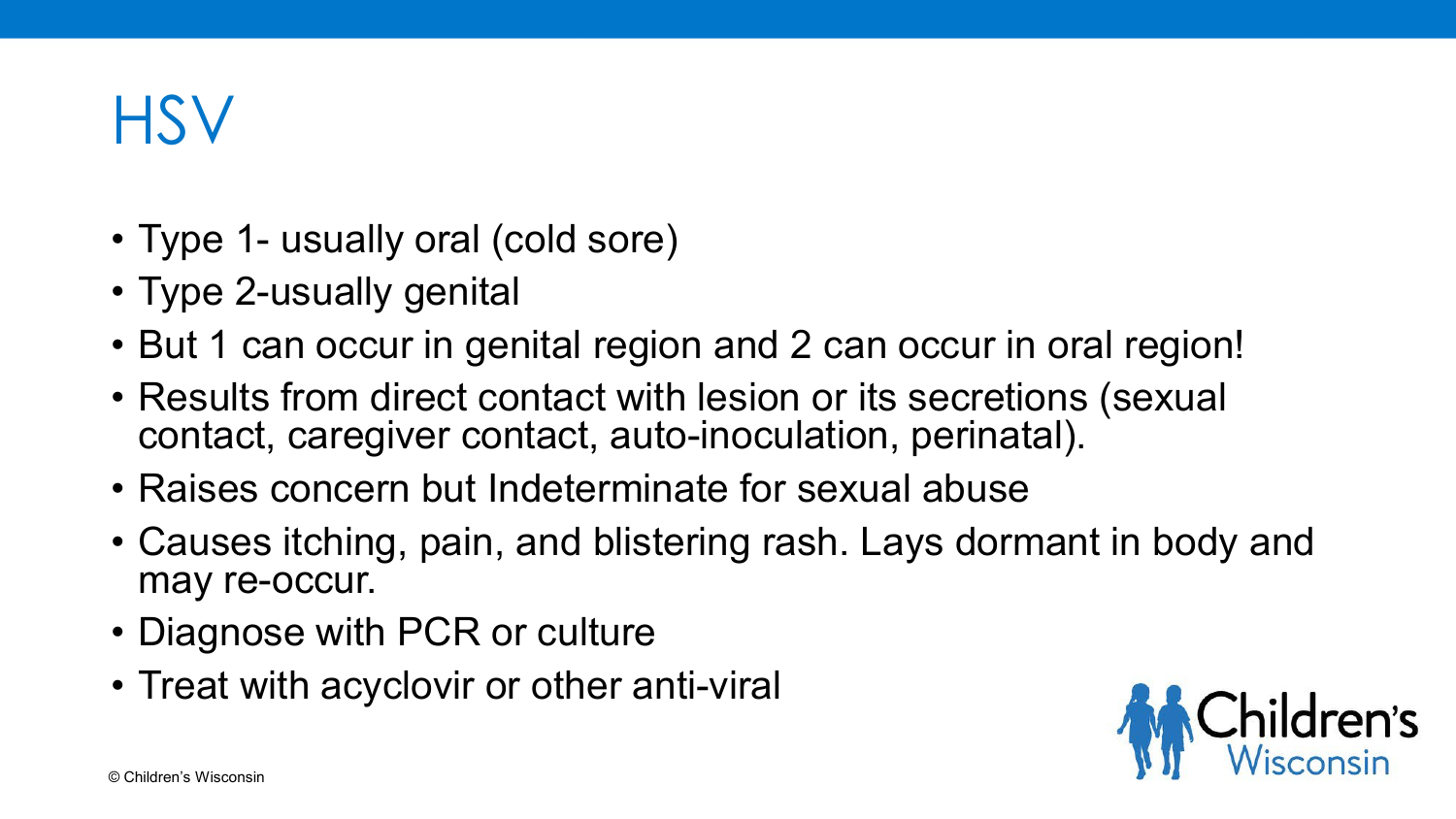# HSV

- Type 1- usually oral (cold sore)
- Type 2-usually genital
- But 1 can occur in genital region and 2 can occur in oral region!
- Results from direct contact with lesion or its secretions (sexual contact, caregiver contact, auto-inoculation, perinatal).
- Raises concern but Indeterminate for sexual abuse
- Causes itching, pain, and blistering rash. Lays dormant in body and may re-occur.
- Diagnose with PCR or culture
- Treat with acyclovir or other anti-viral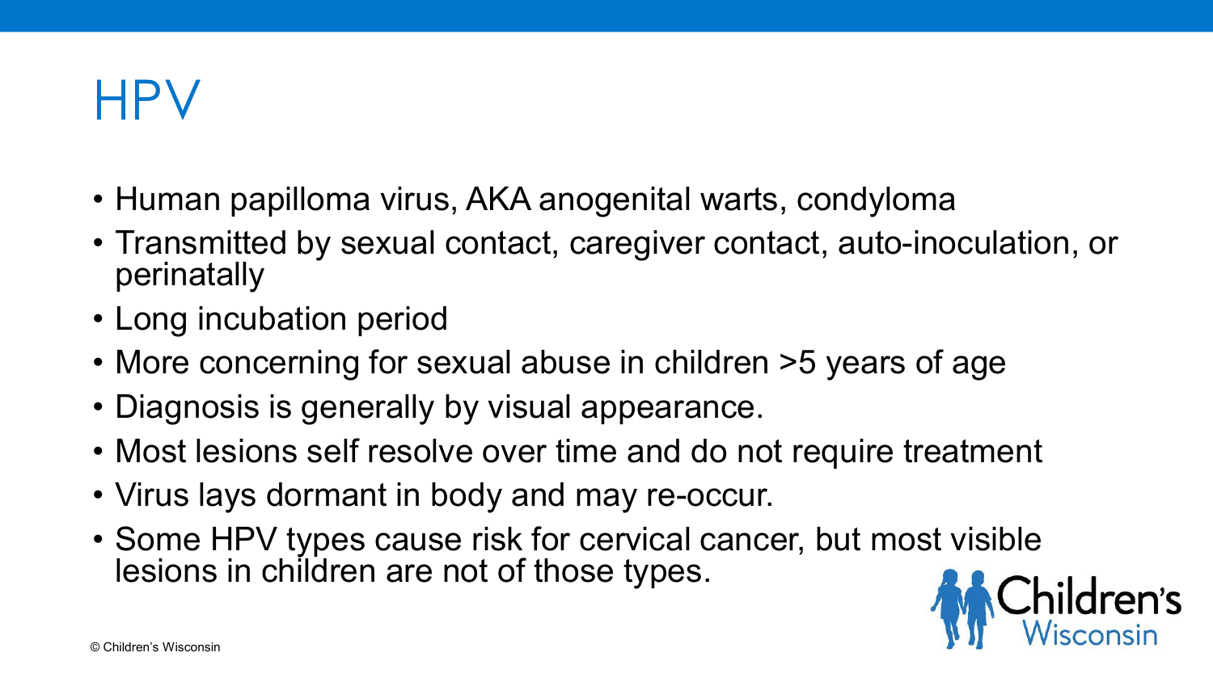# HPV

- Human papilloma virus, AKA anogenital warts, condyloma
- Transmitted by sexual contact, caregiver contact, auto-inoculation, or perinatally
- Long incubation period
- More concerning for sexual abuse in children >5 years of age
- Diagnosis is generally by visual appearance.
- Most lesions self resolve over time and do not require treatment
- Virus lays dormant in body and may re-occur.
- Some HPV types cause risk for cervical cancer, but most visible lesions in children are not of those types.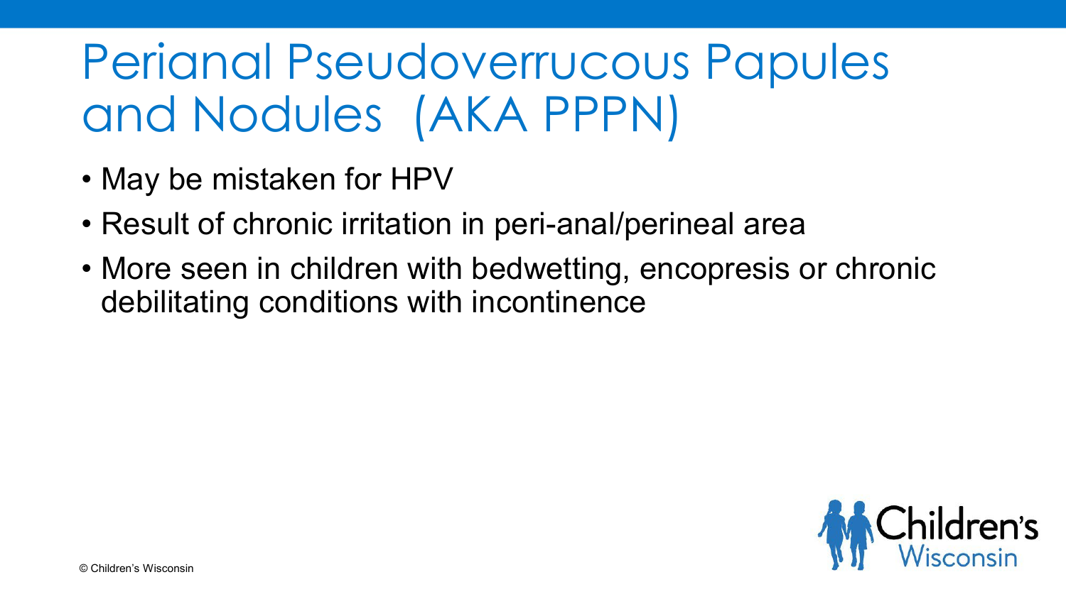# Perianal Pseudoverrucous Papules and Nodules (AKA PPPN)

- May be mistaken for HPV
- Result of chronic irritation in peri-anal/perineal area
- More seen in children with bedwetting, encopresis or chronic debilitating conditions with incontinence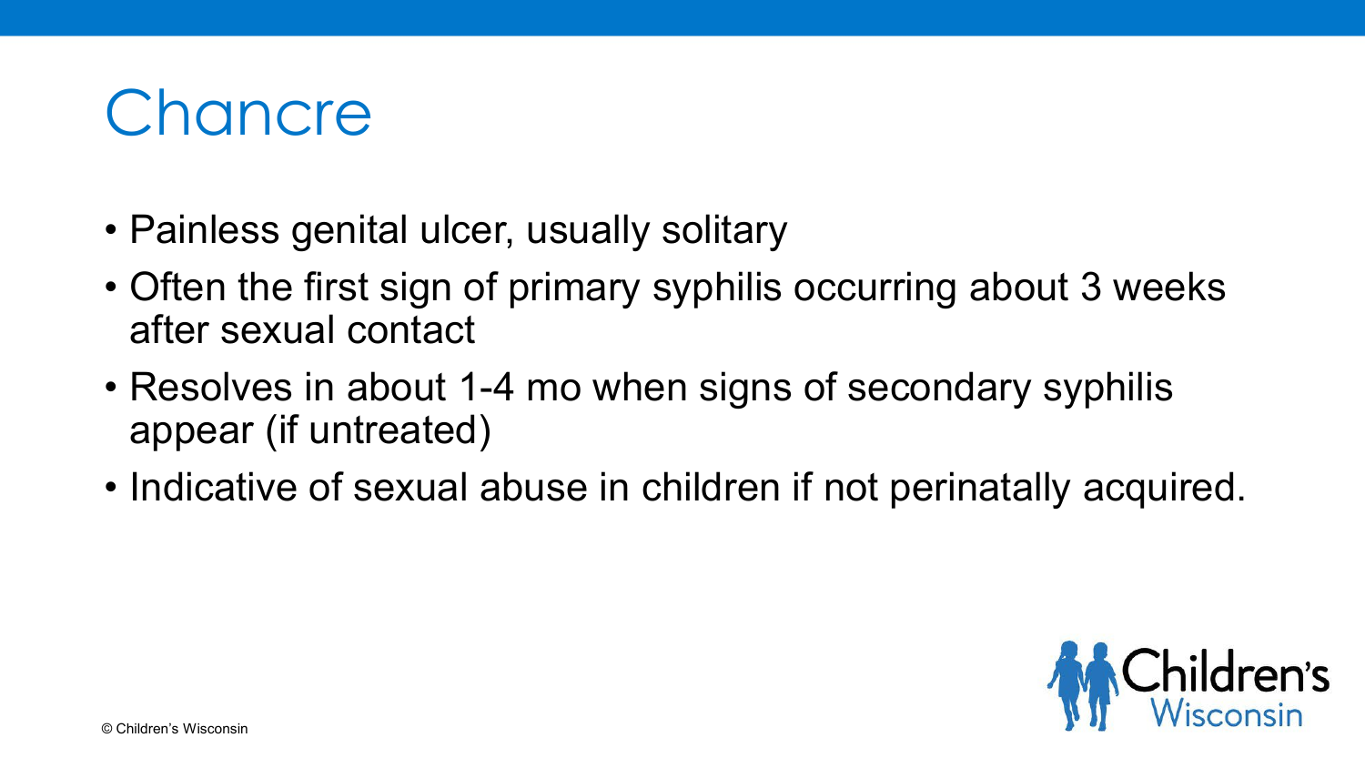# Chancre

- Painless genital ulcer, usually solitary
- Often the first sign of primary syphilis occurring about 3 weeks after sexual contact
- Resolves in about 1-4 mo when signs of secondary syphilis appear (if untreated)
- Indicative of sexual abuse in children if not perinatally acquired.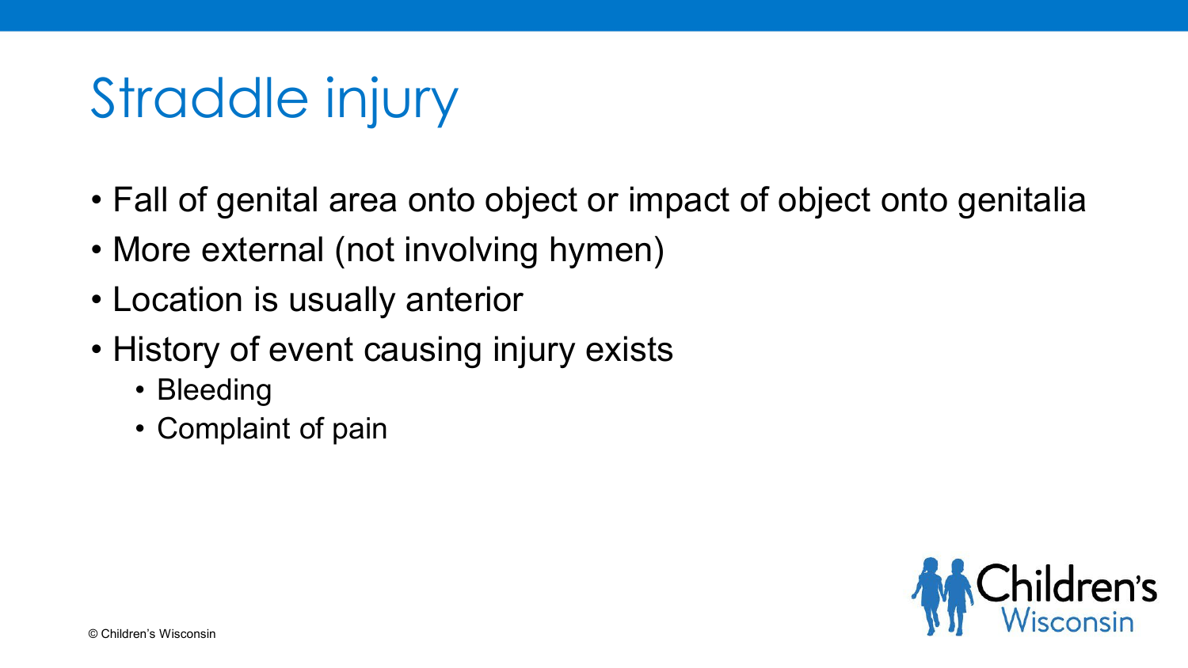# Straddle injury

- Fall of genital area onto object or impact of object onto genitalia
- More external (not involving hymen)
- Location is usually anterior
- History of event causing injury exists
  - Bleeding
  - Complaint of pain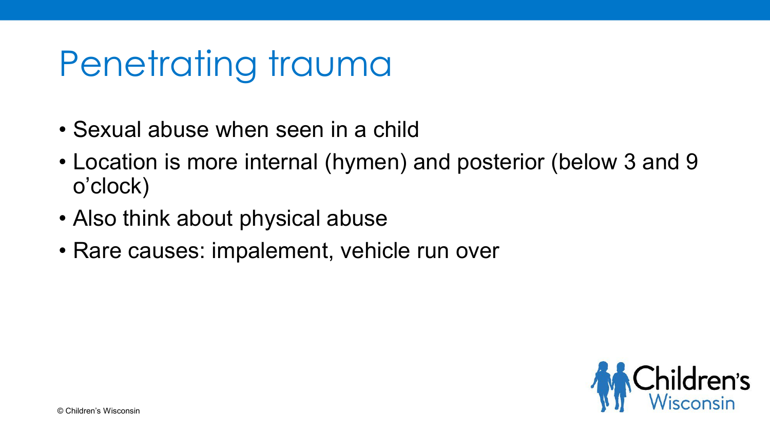# Penetrating trauma

- Sexual abuse when seen in a child
- Location is more internal (hymen) and posterior (below 3 and 9 o'clock)
- Also think about physical abuse
- Rare causes: impalement, vehicle run over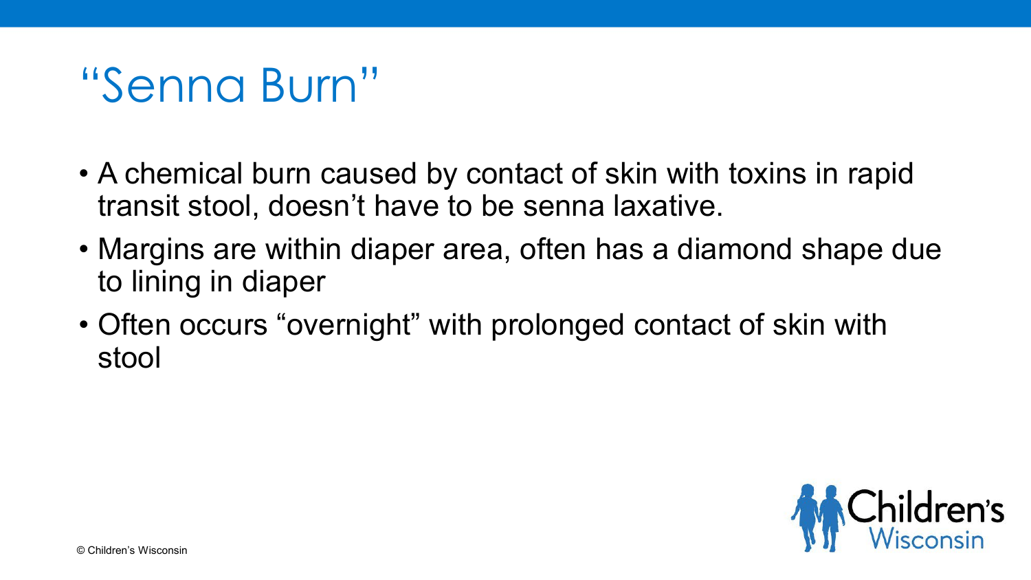# "Senna Burn"

- A chemical burn caused by contact of skin with toxins in rapid transit stool, doesn't have to be senna laxative.
- Margins are within diaper area, often has a diamond shape due to lining in diaper
- Often occurs "overnight" with prolonged contact of skin with stool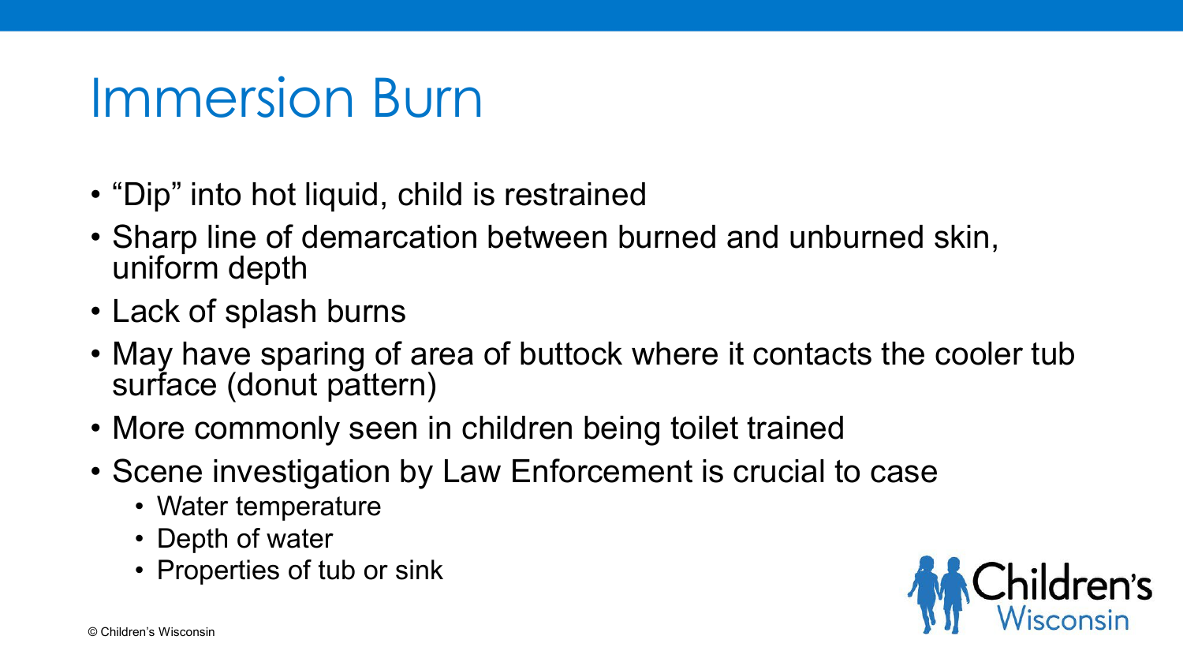# Immersion Burn

- "Dip" into hot liquid, child is restrained
- Sharp line of demarcation between burned and unburned skin, uniform depth
- Lack of splash burns
- May have sparing of area of buttock where it contacts the cooler tub surface (donut pattern)
- More commonly seen in children being toilet trained
- Scene investigation by Law Enforcement is crucial to case
  - Water temperature
  - Depth of water
  - Properties of tub or sink

© Children's Wisconsin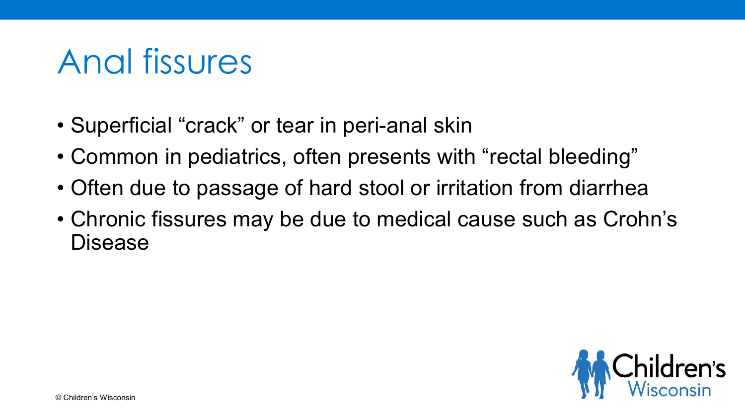# Anal fissures

- Superficial “crack” or tear in peri-anal skin
- Common in pediatrics, often presents with “rectal bleeding”
- Often due to passage of hard stool or irritation from diarrhea
- Chronic fissures may be due to medical cause such as Crohn’s Disease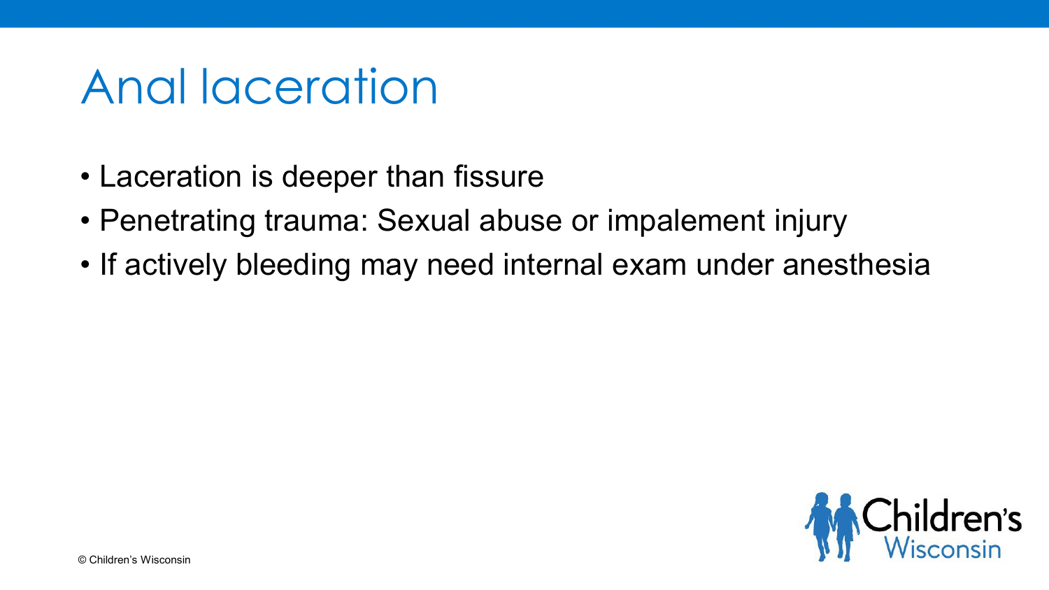# Anal laceration

- Laceration is deeper than fissure
- Penetrating trauma: Sexual abuse or impalement injury
- If actively bleeding may need internal exam under anesthesia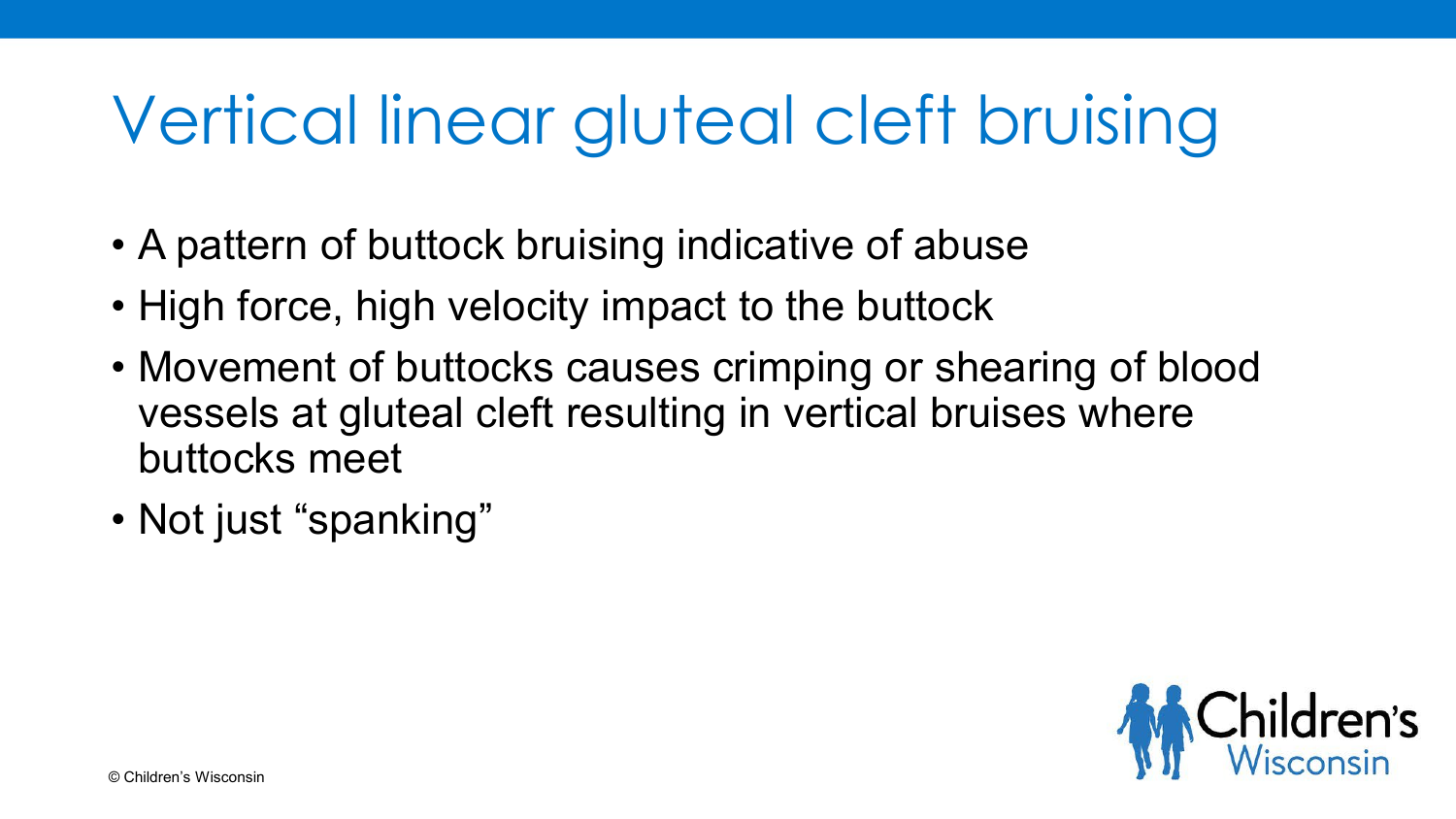# Vertical linear gluteal cleft bruising

- A pattern of buttock bruising indicative of abuse
- High force, high velocity impact to the buttock
- Movement of buttocks causes crimping or shearing of blood vessels at gluteal cleft resulting in vertical bruises where buttocks meet
- Not just "spanking"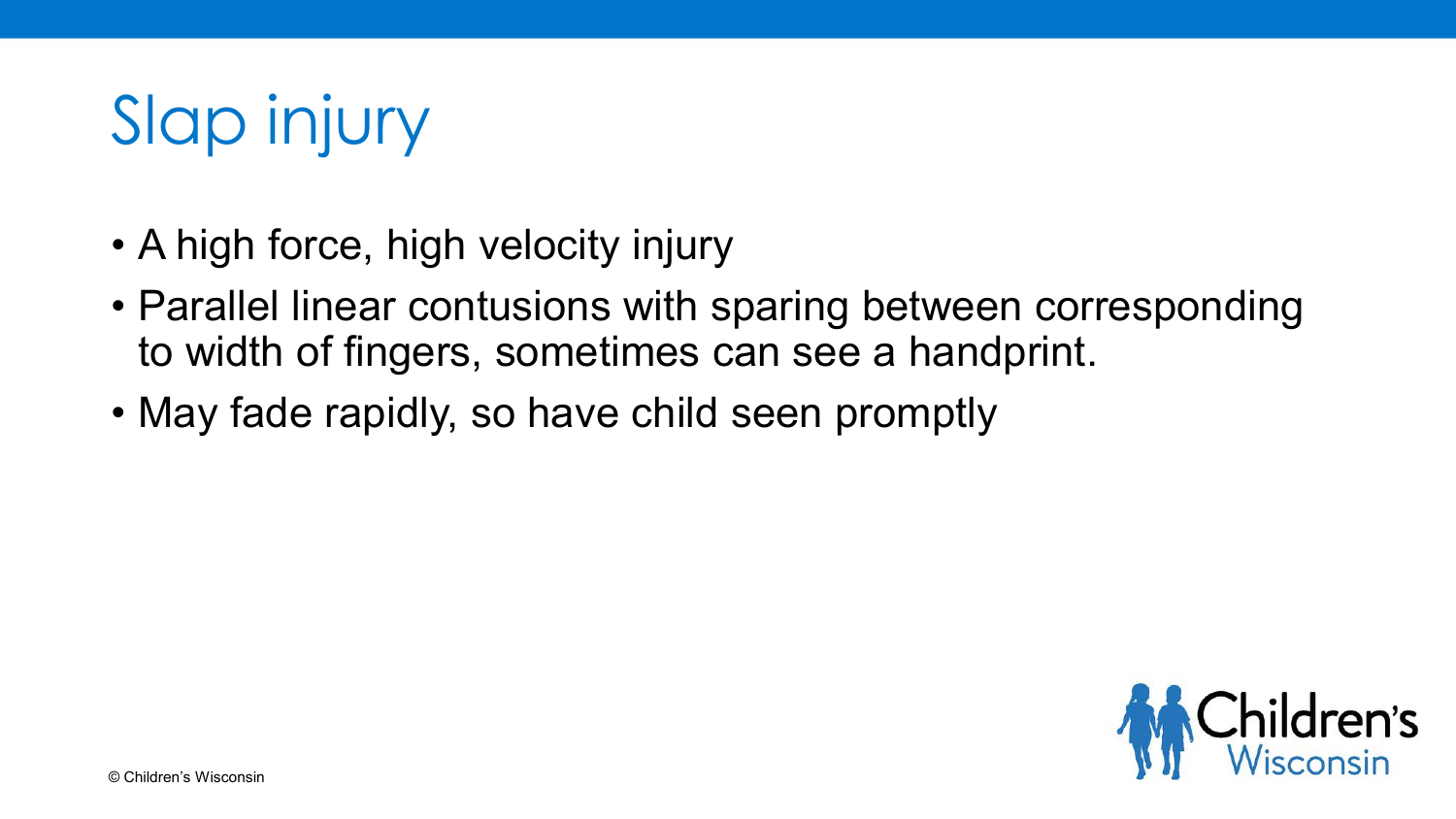# Slap injury

- A high force, high velocity injury
- Parallel linear contusions with sparing between corresponding to width of fingers, sometimes can see a handprint.
- May fade rapidly, so have child seen promptly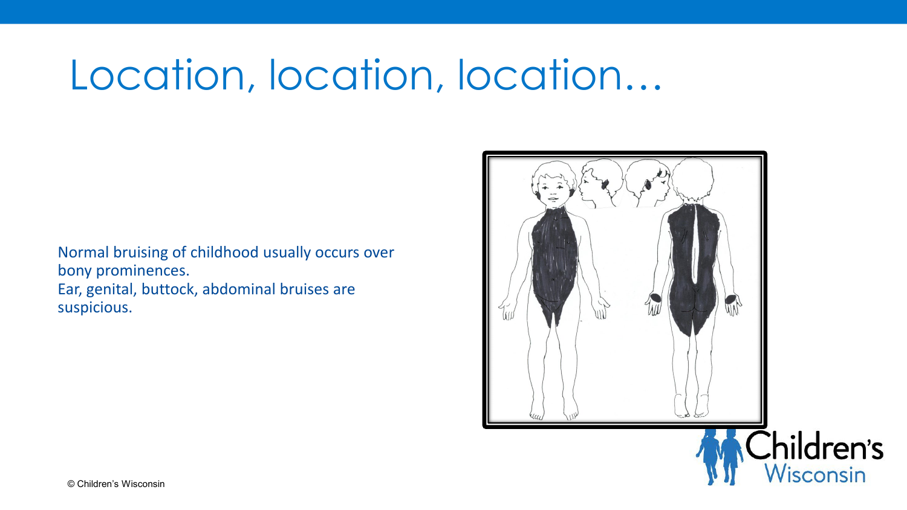# Location, location, location…

Normal bruising of childhood usually occurs over bony prominences.
Ear, genital, buttock, abdominal bruises are suspicious.

© Children's Wisconsin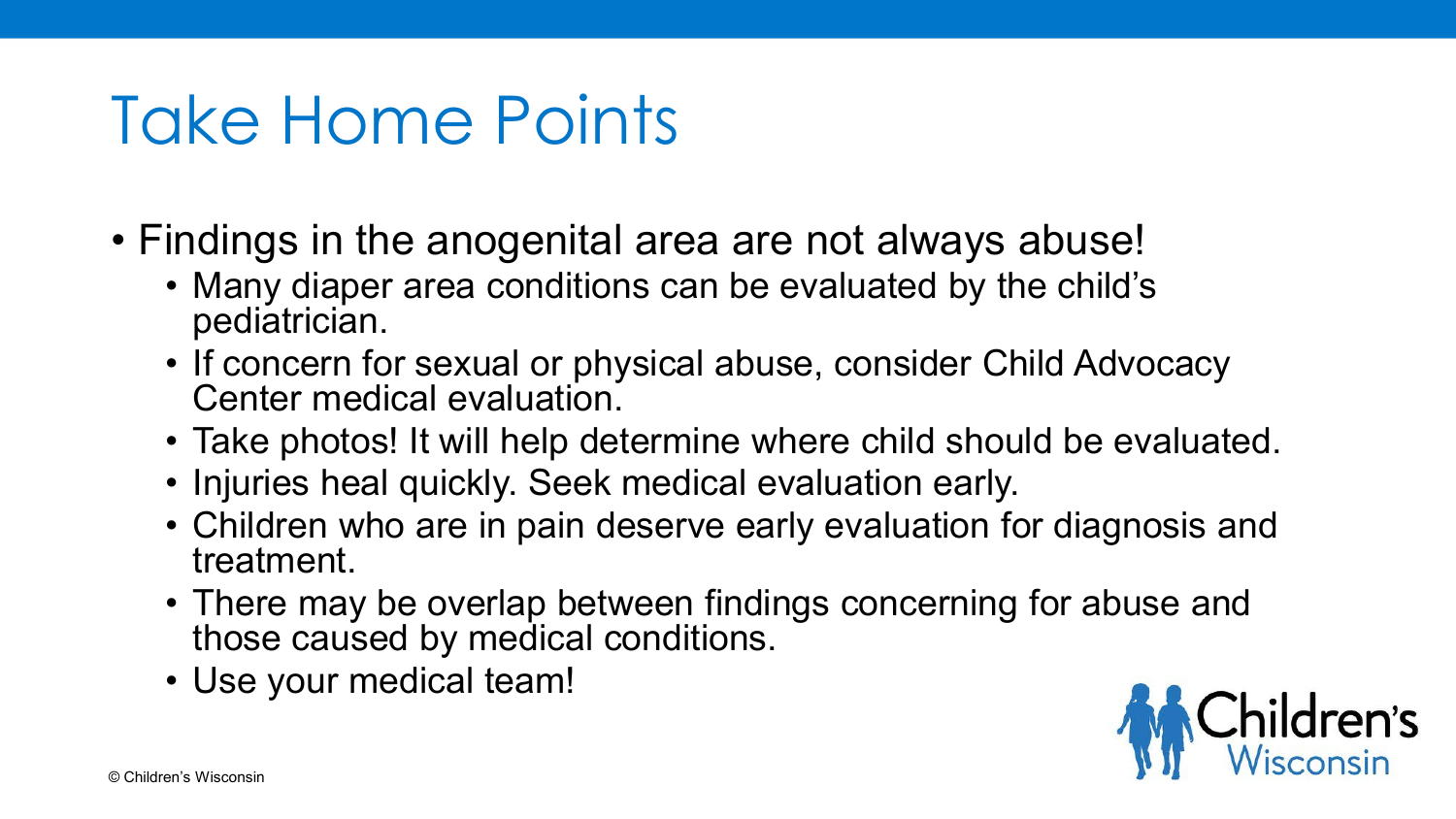# Take Home Points

- Findings in the anogenital area are not always abuse!
  - Many diaper area conditions can be evaluated by the child's pediatrician.
  - If concern for sexual or physical abuse, consider Child Advocacy Center medical evaluation.
  - Take photos! It will help determine where child should be evaluated.
  - Injuries heal quickly. Seek medical evaluation early.
  - Children who are in pain deserve early evaluation for diagnosis and treatment.
  - There may be overlap between findings concerning for abuse and those caused by medical conditions.
  - Use your medical team!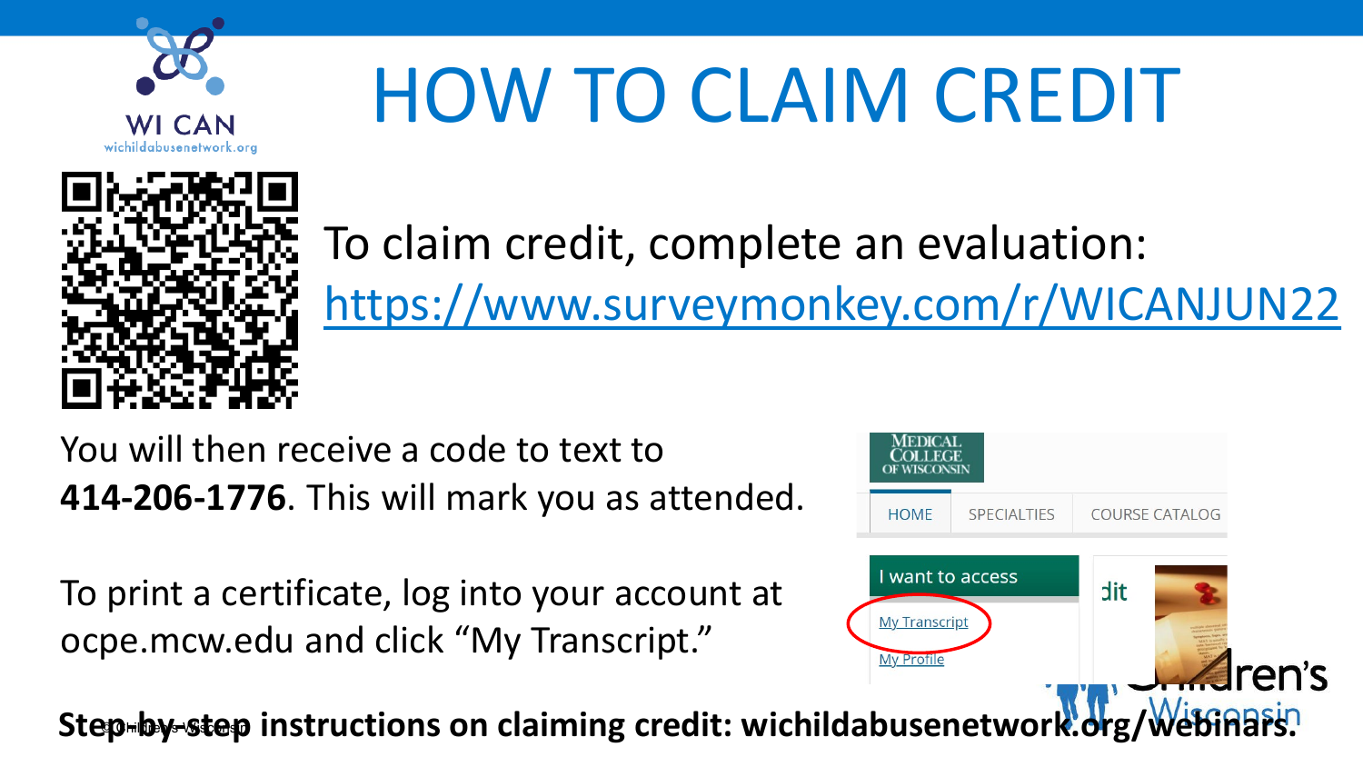# HOW TO CLAIM CREDIT

To claim credit, complete an evaluation: https://www.surveymonkey.com/r/WICANJUN22

You will then receive a code to text to **414-206-1776**. This will mark you as attended.

To print a certificate, log into your account at ocpe.mcw.edu and click "My Transcript."

**Step-by-step instructions on claiming credit: wichildabusenetwork.org/webinars.**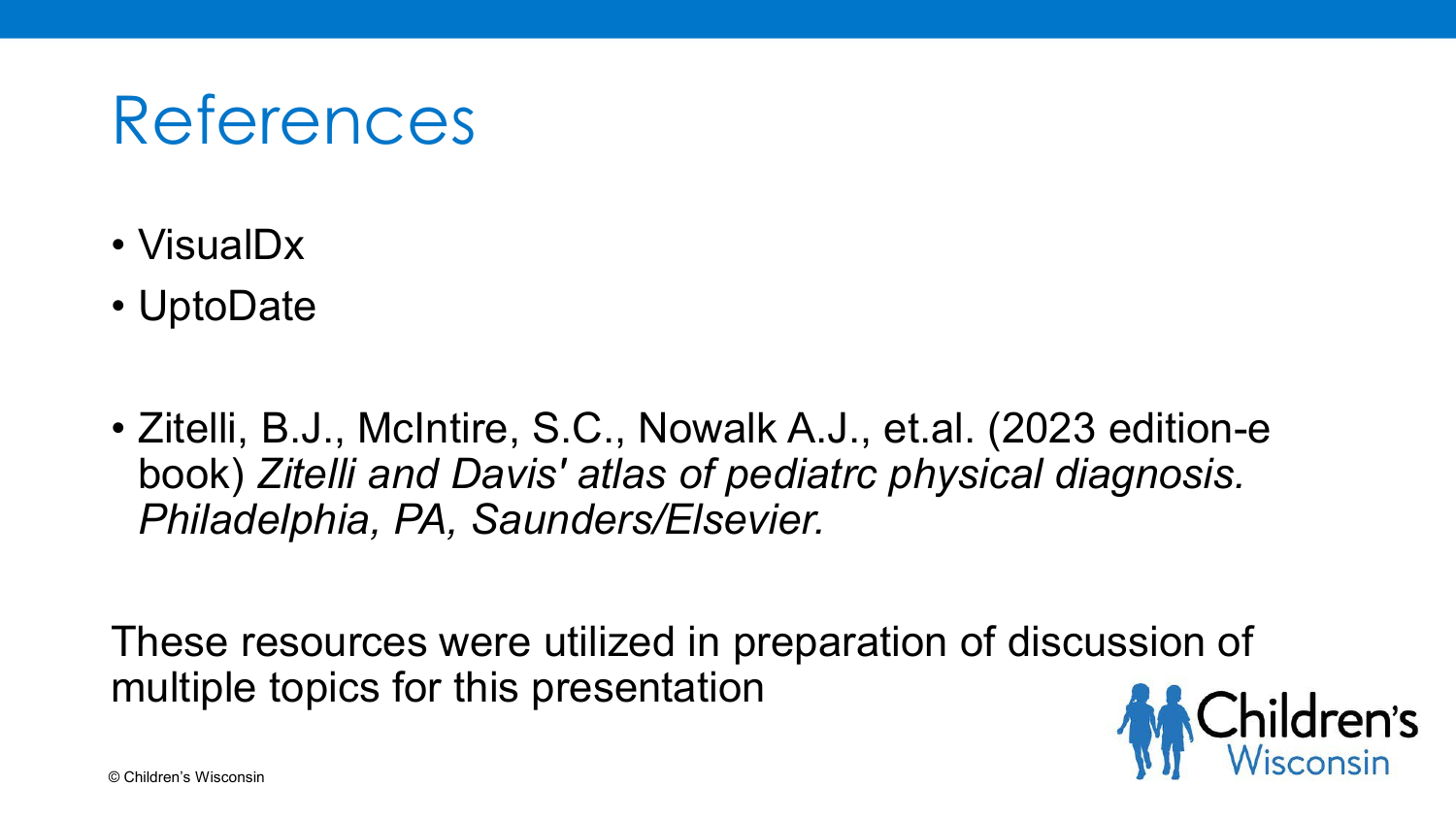# References

- VisualDx
- UptoDate

- Zitelli, B.J., McIntire, S.C., Nowalk A.J., et.al. (2023 edition-e book) *Zitelli and Davis' atlas of pediatrc physical diagnosis. Philadelphia, PA, Saunders/Elsevier.*

These resources were utilized in preparation of discussion of multiple topics for this presentation

© Children's Wisconsin